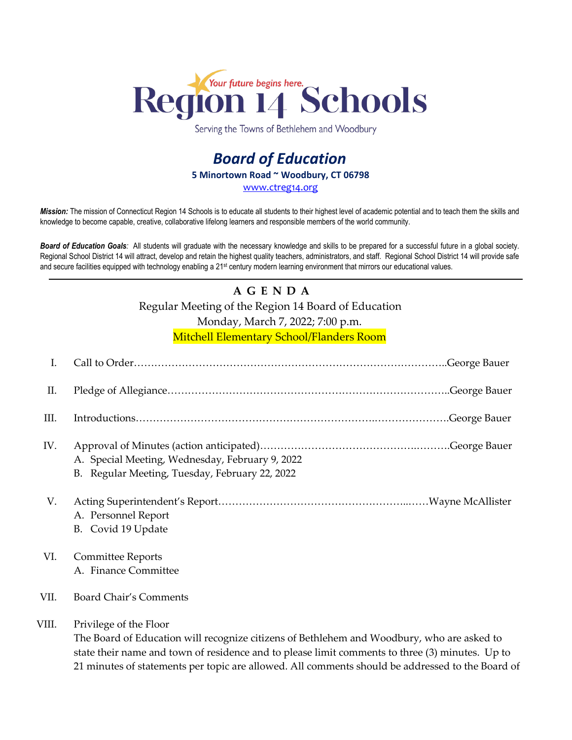Your future begins here.

# Region 14 Schools

Serving the Towns of Bethlehem and Woodbury

## *Board of Education*

**5 Minortown Road ~ Woodbury, CT 06798**

www.ctreg14.org

***Mission:*** The mission of Connecticut Region 14 Schools is to educate all students to their highest level of academic potential and to teach them the skills and knowledge to become capable, creative, collaborative lifelong learners and responsible members of the world community.

***Board of Education Goals:*** All students will graduate with the necessary knowledge and skills to be prepared for a successful future in a global society. Regional School District 14 will attract, develop and retain the highest quality teachers, administrators, and staff. Regional School District 14 will provide safe and secure facilities equipped with technology enabling a 21st century modern learning environment that mirrors our educational values.

---

**A G E N D A**

Regular Meeting of the Region 14 Board of Education

Monday, March 7, 2022; 7:00 p.m.

Mitchell Elementary School/Flanders Room

I. Call to Order……………………………………………………………………………..George Bauer

II. Pledge of Allegiance………………………………………………………………………..George Bauer

III. Introductions……………………………………………………………..………………….George Bauer

IV. Approval of Minutes (action anticipated)……………………………………….……….George Bauer
   A. Special Meeting, Wednesday, February 9, 2022
   B. Regular Meeting, Tuesday, February 22, 2022

V. Acting Superintendent's Report……………………………………………...……Wayne McAllister
   A. Personnel Report
   B. Covid 19 Update

VI. Committee Reports
   A. Finance Committee

VII. Board Chair's Comments

VIII. Privilege of the Floor
   The Board of Education will recognize citizens of Bethlehem and Woodbury, who are asked to state their name and town of residence and to please limit comments to three (3) minutes. Up to 21 minutes of statements per topic are allowed. All comments should be addressed to the Board of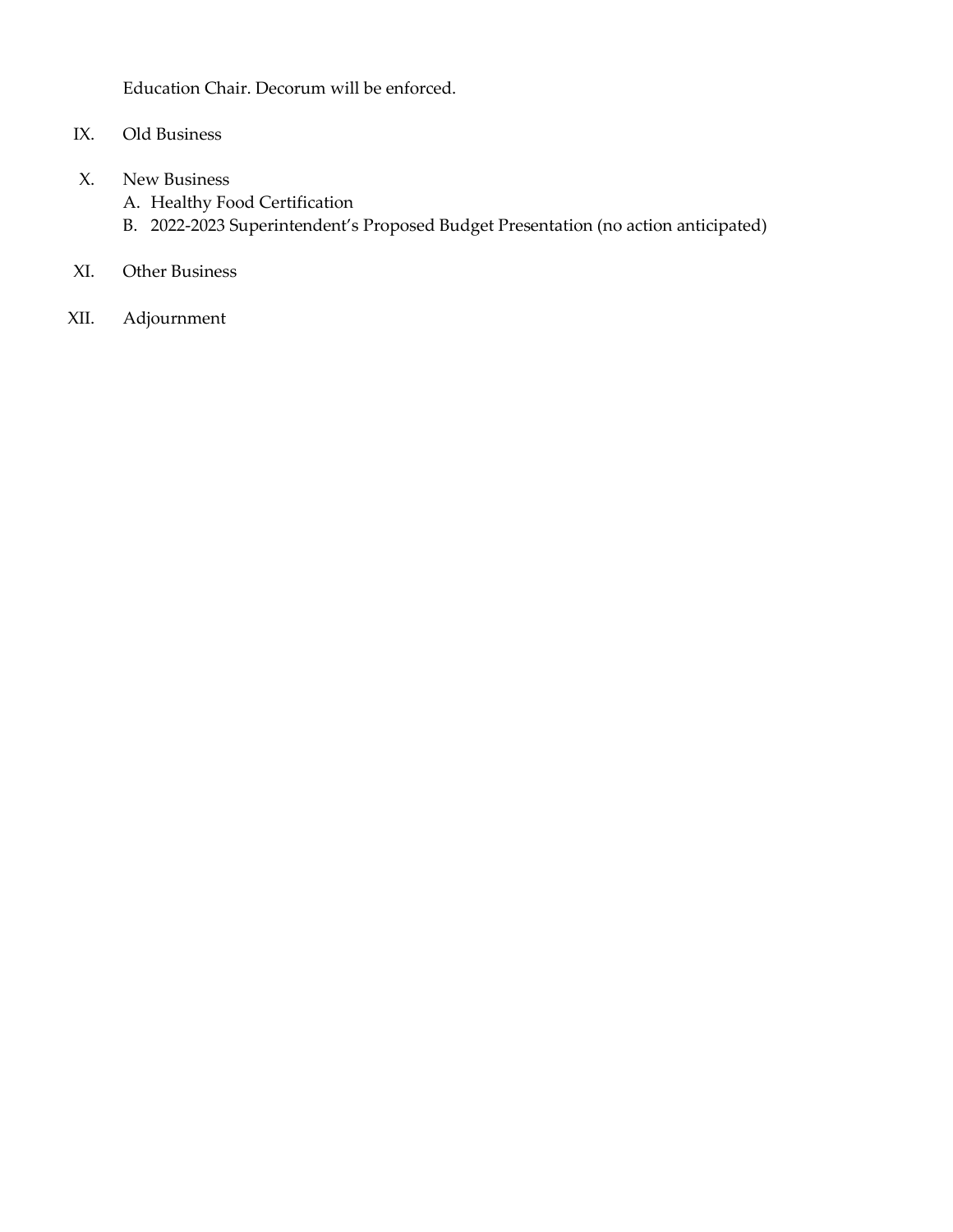Education Chair. Decorum will be enforced.

IX. Old Business

X. New Business
   A. Healthy Food Certification
   B. 2022-2023 Superintendent's Proposed Budget Presentation (no action anticipated)

XI. Other Business

XII. Adjournment